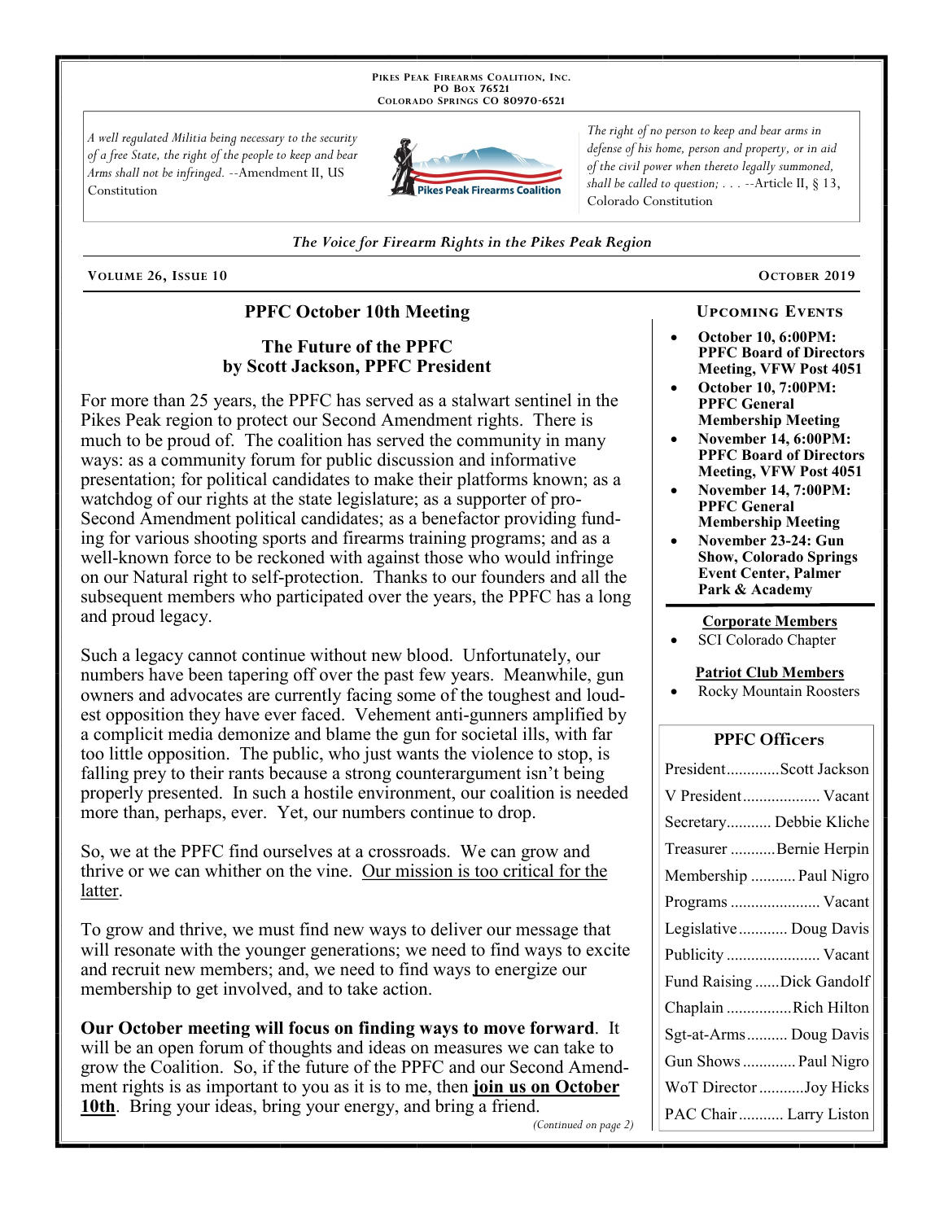Pikes Peak Firearms Coalition, Inc.
PO Box 76521
Colorado Springs CO 80970-6521

*A well regulated Militia being necessary to the security of a free State, the right of the people to keep and bear Arms shall not be infringed.* --Amendment II, US Constitution

*The right of no person to keep and bear arms in defense of his home, person and property, or in aid of the civil power when thereto legally summoned, shall be called to question; . . .* --Article II, § 13, Colorado Constitution

*The Voice for Firearm Rights in the Pikes Peak Region*

**Volume 26, Issue 10** — **October 2019**

## PPFC October 10th Meeting

### The Future of the PPFC
### by Scott Jackson, PPFC President

For more than 25 years, the PPFC has served as a stalwart sentinel in the Pikes Peak region to protect our Second Amendment rights. There is much to be proud of. The coalition has served the community in many ways: as a community forum for public discussion and informative presentation; for political candidates to make their platforms known; as a watchdog of our rights at the state legislature; as a supporter of pro-Second Amendment political candidates; as a benefactor providing funding for various shooting sports and firearms training programs; and as a well-known force to be reckoned with against those who would infringe on our Natural right to self-protection. Thanks to our founders and all the subsequent members who participated over the years, the PPFC has a long and proud legacy.

Such a legacy cannot continue without new blood. Unfortunately, our numbers have been tapering off over the past few years. Meanwhile, gun owners and advocates are currently facing some of the toughest and loudest opposition they have ever faced. Vehement anti-gunners amplified by a complicit media demonize and blame the gun for societal ills, with far too little opposition. The public, who just wants the violence to stop, is falling prey to their rants because a strong counterargument isn't being properly presented. In such a hostile environment, our coalition is needed more than, perhaps, ever. Yet, our numbers continue to drop.

So, we at the PPFC find ourselves at a crossroads. We can grow and thrive or we can whither on the vine. Our mission is too critical for the latter.

To grow and thrive, we must find new ways to deliver our message that will resonate with the younger generations; we need to find ways to excite and recruit new members; and, we need to find ways to energize our membership to get involved, and to take action.

**Our October meeting will focus on finding ways to move forward**. It will be an open forum of thoughts and ideas on measures we can take to grow the Coalition. So, if the future of the PPFC and our Second Amendment rights is as important to you as it is to me, then **join us on October 10th**. Bring your ideas, bring your energy, and bring a friend.

*(Continued on page 2)*

### Upcoming Events

- **October 10, 6:00PM: PPFC Board of Directors Meeting, VFW Post 4051**
- **October 10, 7:00PM: PPFC General Membership Meeting**
- **November 14, 6:00PM: PPFC Board of Directors Meeting, VFW Post 4051**
- **November 14, 7:00PM: PPFC General Membership Meeting**
- **November 23-24: Gun Show, Colorado Springs Event Center, Palmer Park & Academy**

**Corporate Members**

- SCI Colorado Chapter

**Patriot Club Members**

- Rocky Mountain Roosters

### PPFC Officers

| Office | Name |
|---|---|
| President | Scott Jackson |
| V President | Vacant |
| Secretary | Debbie Kliche |
| Treasurer | Bernie Herpin |
| Membership | Paul Nigro |
| Programs | Vacant |
| Legislative | Doug Davis |
| Publicity | Vacant |
| Fund Raising | Dick Gandolf |
| Chaplain | Rich Hilton |
| Sgt-at-Arms | Doug Davis |
| Gun Shows | Paul Nigro |
| WoT Director | Joy Hicks |
| PAC Chair | Larry Liston |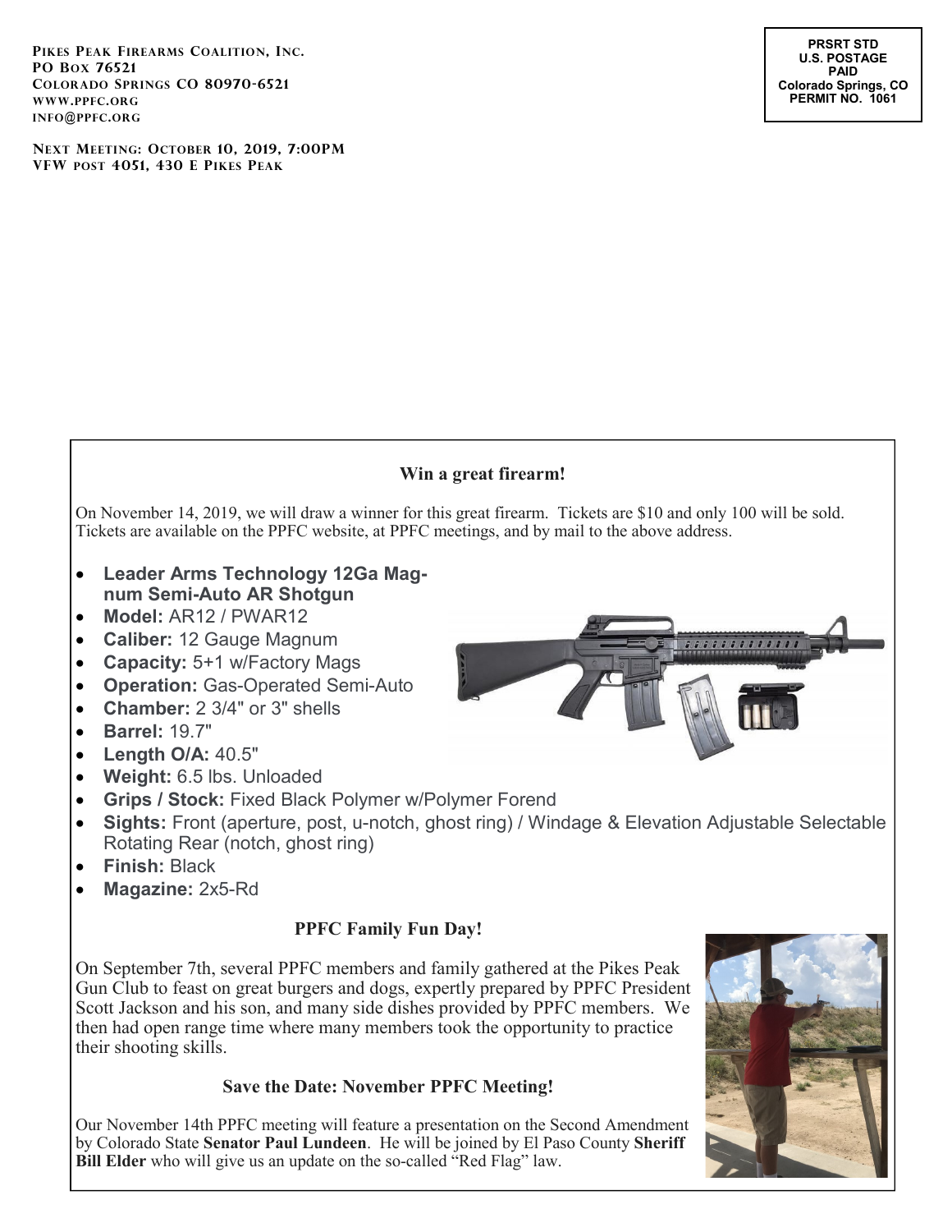**Pikes Peak Firearms Coalition, Inc.**
**PO Box 76521**
**Colorado Springs CO 80970-6521**
**www.ppfc.org**
**info@ppfc.org**

PRSRT STD
U.S. POSTAGE
PAID
Colorado Springs, CO
PERMIT NO. 1061

**Next Meeting: October 10, 2019, 7:00PM**
**VFW post 4051, 430 E Pikes Peak**

## Win a great firearm!

On November 14, 2019, we will draw a winner for this great firearm. Tickets are $10 and only 100 will be sold. Tickets are available on the PPFC website, at PPFC meetings, and by mail to the above address.

- **Leader Arms Technology 12Ga Magnum Semi-Auto AR Shotgun**
- **Model:** AR12 / PWAR12
- **Caliber:** 12 Gauge Magnum
- **Capacity:** 5+1 w/Factory Mags
- **Operation:** Gas-Operated Semi-Auto
- **Chamber:** 2 3/4" or 3" shells
- **Barrel:** 19.7"
- **Length O/A:** 40.5"
- **Weight:** 6.5 lbs. Unloaded
- **Grips / Stock:** Fixed Black Polymer w/Polymer Forend
- **Sights:** Front (aperture, post, u-notch, ghost ring) / Windage & Elevation Adjustable Selectable Rotating Rear (notch, ghost ring)
- **Finish:** Black
- **Magazine:** 2x5-Rd

## PPFC Family Fun Day!

On September 7th, several PPFC members and family gathered at the Pikes Peak Gun Club to feast on great burgers and dogs, expertly prepared by PPFC President Scott Jackson and his son, and many side dishes provided by PPFC members. We then had open range time where many members took the opportunity to practice their shooting skills.

## Save the Date: November PPFC Meeting!

Our November 14th PPFC meeting will feature a presentation on the Second Amendment by Colorado State **Senator Paul Lundeen**. He will be joined by El Paso County **Sheriff Bill Elder** who will give us an update on the so-called "Red Flag" law.